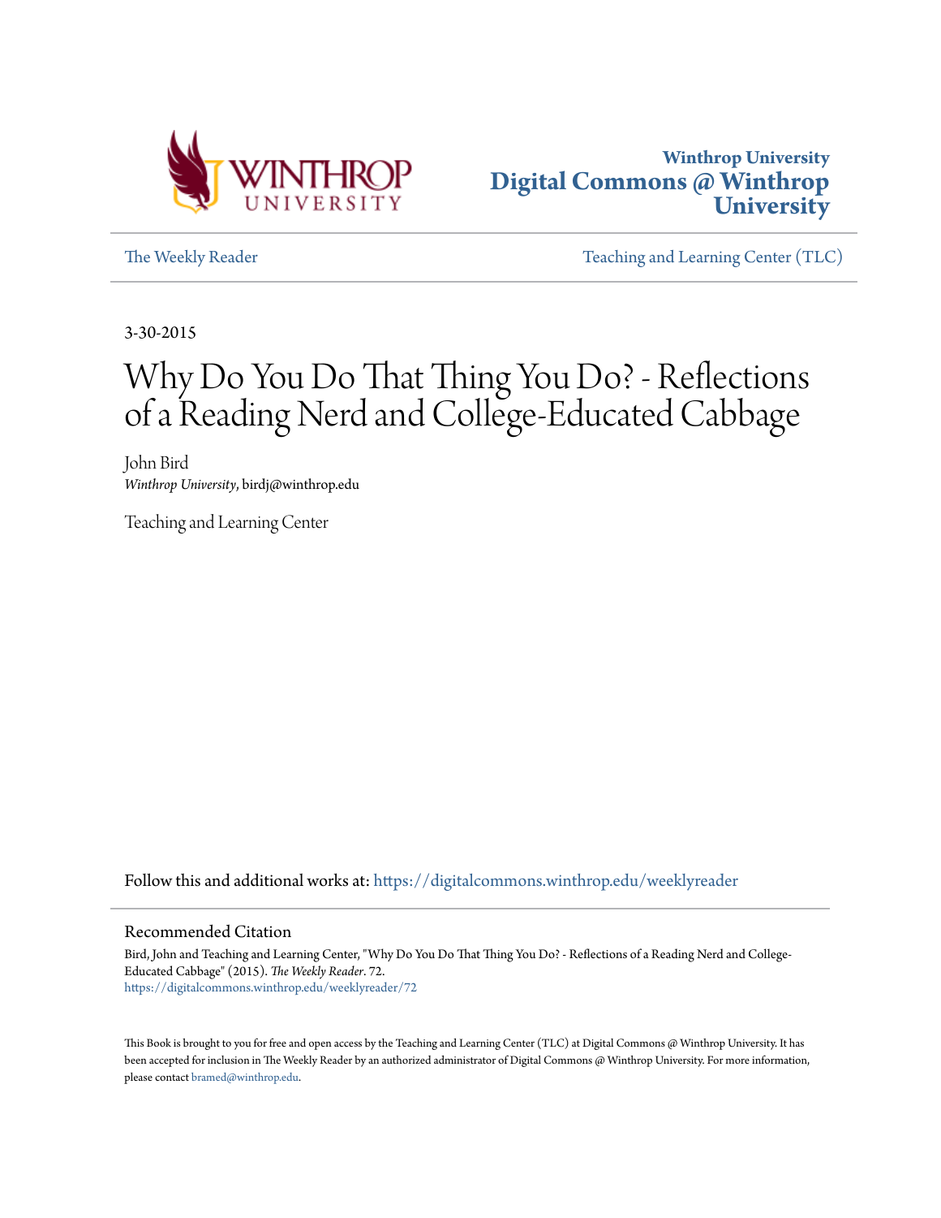Winthrop University
**Digital Commons @ Winthrop University**

The Weekly Reader | Teaching and Learning Center (TLC)

3-30-2015

# Why Do You Do That Thing You Do? - Reflections of a Reading Nerd and College-Educated Cabbage

John Bird
*Winthrop University*, birdj@winthrop.edu

Teaching and Learning Center

Follow this and additional works at: https://digitalcommons.winthrop.edu/weeklyreader

## Recommended Citation

Bird, John and Teaching and Learning Center, "Why Do You Do That Thing You Do? - Reflections of a Reading Nerd and College-Educated Cabbage" (2015). *The Weekly Reader*. 72.
https://digitalcommons.winthrop.edu/weeklyreader/72

This Book is brought to you for free and open access by the Teaching and Learning Center (TLC) at Digital Commons @ Winthrop University. It has been accepted for inclusion in The Weekly Reader by an authorized administrator of Digital Commons @ Winthrop University. For more information, please contact bramed@winthrop.edu.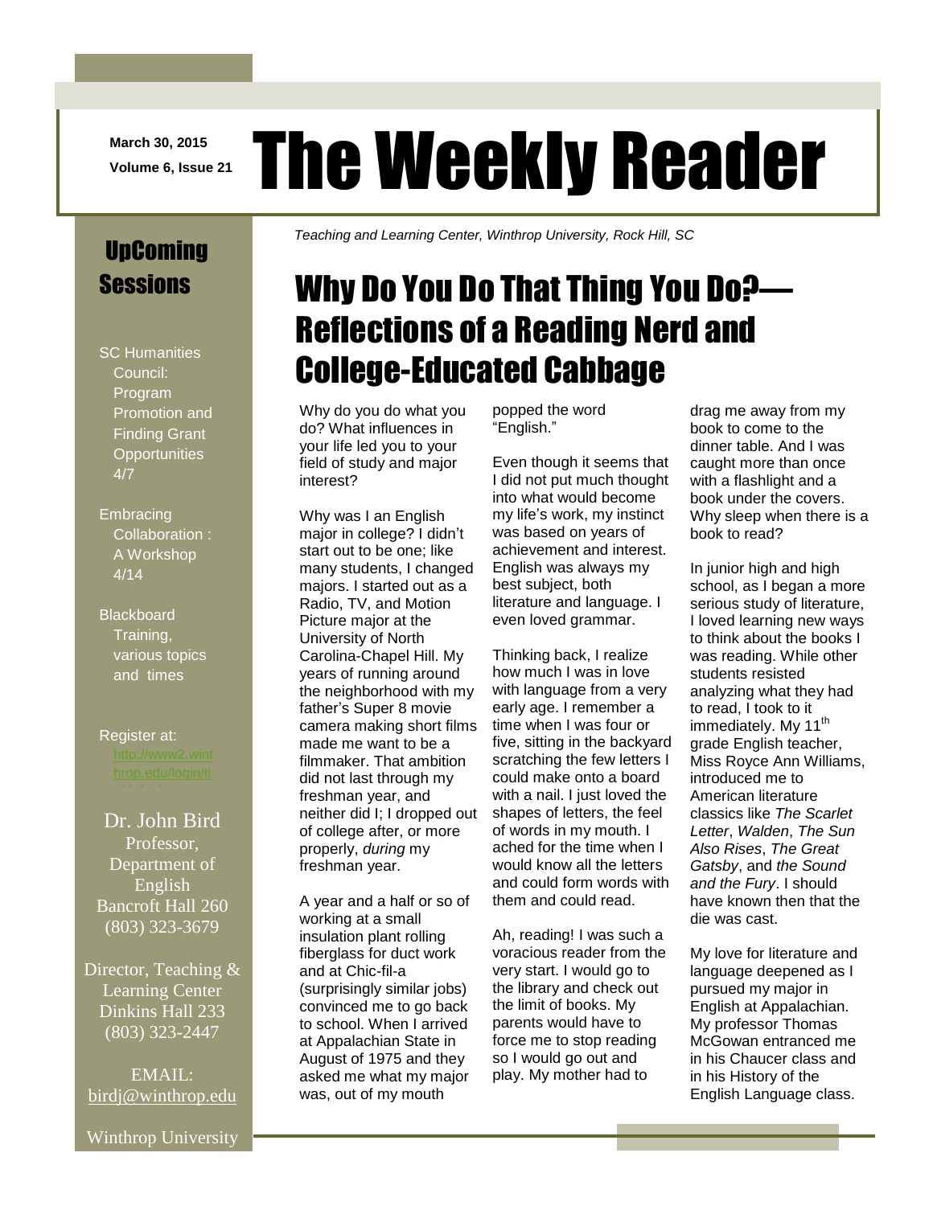March 30, 2015
Volume 6, Issue 21

# The Weekly Reader

*Teaching and Learning Center, Winthrop University, Rock Hill, SC*

## UpComing Sessions

SC Humanities Council: Program Promotion and Finding Grant Opportunities 4/7

Embracing Collaboration : A Workshop 4/14

Blackboard Training, various topics and times

Register at: http://www2.winthrop.edu/login/tl

Dr. John Bird
Professor, Department of English
Bancroft Hall 260
(803) 323-3679

Director, Teaching & Learning Center
Dinkins Hall 233
(803) 323-2447

EMAIL: birdj@winthrop.edu

Winthrop University

## Why Do You Do That Thing You Do?—Reflections of a Reading Nerd and College-Educated Cabbage

Why do you do what you do? What influences in your life led you to your field of study and major interest?

Why was I an English major in college? I didn't start out to be one; like many students, I changed majors. I started out as a Radio, TV, and Motion Picture major at the University of North Carolina-Chapel Hill. My years of running around the neighborhood with my father's Super 8 movie camera making short films made me want to be a filmmaker. That ambition did not last through my freshman year, and neither did I; I dropped out of college after, or more properly, *during* my freshman year.

A year and a half or so of working at a small insulation plant rolling fiberglass for duct work and at Chic-fil-a (surprisingly similar jobs) convinced me to go back to school. When I arrived at Appalachian State in August of 1975 and they asked me what my major was, out of my mouth popped the word "English."

Even though it seems that I did not put much thought into what would become my life's work, my instinct was based on years of achievement and interest. English was always my best subject, both literature and language. I even loved grammar.

Thinking back, I realize how much I was in love with language from a very early age. I remember a time when I was four or five, sitting in the backyard scratching the few letters I could make onto a board with a nail. I just loved the shapes of letters, the feel of words in my mouth. I ached for the time when I would know all the letters and could form words with them and could read.

Ah, reading! I was such a voracious reader from the very start. I would go to the library and check out the limit of books. My parents would have to force me to stop reading so I would go out and play. My mother had to drag me away from my book to come to the dinner table. And I was caught more than once with a flashlight and a book under the covers. Why sleep when there is a book to read?

In junior high and high school, as I began a more serious study of literature, I loved learning new ways to think about the books I was reading. While other students resisted analyzing what they had to read, I took to it immediately. My 11th grade English teacher, Miss Royce Ann Williams, introduced me to American literature classics like *The Scarlet Letter*, *Walden*, *The Sun Also Rises*, *The Great Gatsby*, and *the Sound and the Fury*. I should have known then that the die was cast.

My love for literature and language deepened as I pursued my major in English at Appalachian. My professor Thomas McGowan entranced me in his Chaucer class and in his History of the English Language class.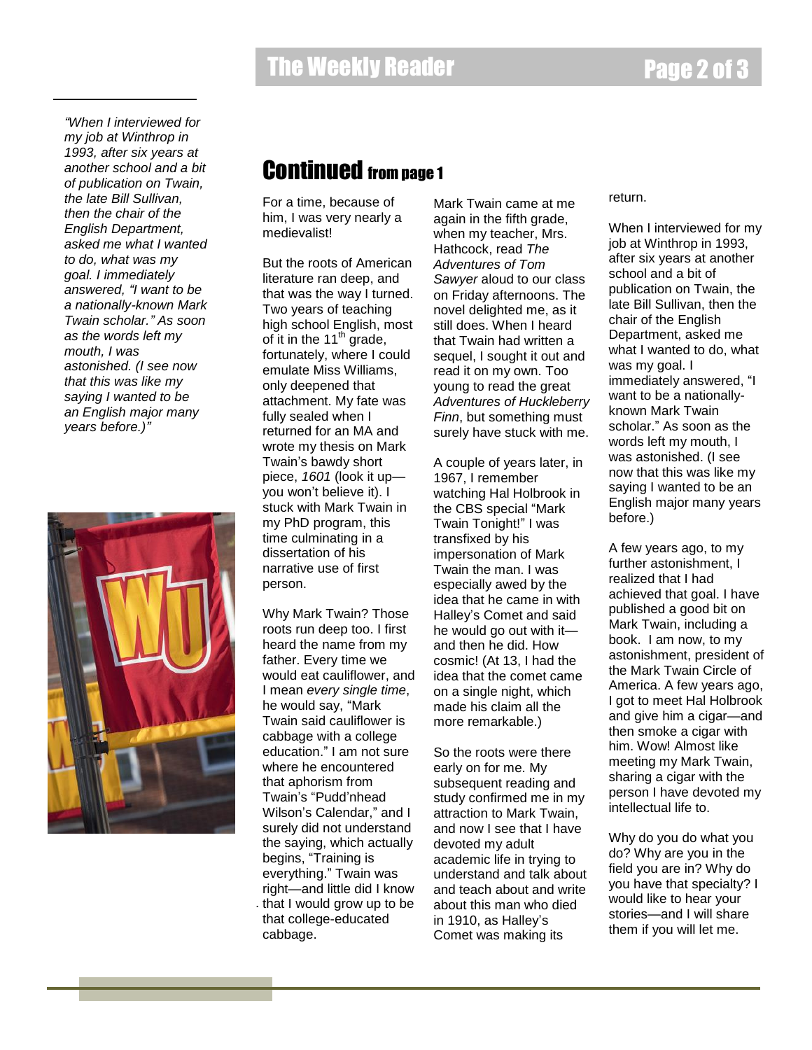*"When I interviewed for my job at Winthrop in 1993, after six years at another school and a bit of publication on Twain, the late Bill Sullivan, then the chair of the English Department, asked me what I wanted to do, what was my goal. I immediately answered, "I want to be a nationally-known Mark Twain scholar." As soon as the words left my mouth, I was astonished. (I see now that this was like my saying I wanted to be an English major many years before.)"*

## Continued from page 1

For a time, because of him, I was very nearly a medievalist!

But the roots of American literature ran deep, and that was the way I turned. Two years of teaching high school English, most of it in the 11th grade, fortunately, where I could emulate Miss Williams, only deepened that attachment. My fate was fully sealed when I returned for an MA and wrote my thesis on Mark Twain's bawdy short piece, *1601* (look it up—you won't believe it). I stuck with Mark Twain in my PhD program, this time culminating in a dissertation of his narrative use of first person.

Why Mark Twain? Those roots run deep too. I first heard the name from my father. Every time we would eat cauliflower, and I mean *every single time*, he would say, "Mark Twain said cauliflower is cabbage with a college education." I am not sure where he encountered that aphorism from Twain's "Pudd'nhead Wilson's Calendar," and I surely did not understand the saying, which actually begins, "Training is everything." Twain was right—and little did I know that I would grow up to be that college-educated cabbage.

Mark Twain came at me again in the fifth grade, when my teacher, Mrs. Hathcock, read *The Adventures of Tom Sawyer* aloud to our class on Friday afternoons. The novel delighted me, as it still does. When I heard that Twain had written a sequel, I sought it out and read it on my own. Too young to read the great *Adventures of Huckleberry Finn*, but something must surely have stuck with me.

A couple of years later, in 1967, I remember watching Hal Holbrook in the CBS special "Mark Twain Tonight!" I was transfixed by his impersonation of Mark Twain the man. I was especially awed by the idea that he came in with Halley's Comet and said he would go out with it—and then he did. How cosmic! (At 13, I had the idea that the comet came on a single night, which made his claim all the more remarkable.)

So the roots were there early on for me. My subsequent reading and study confirmed me in my attraction to Mark Twain, and now I see that I have devoted my adult academic life in trying to understand and talk about and teach about and write about this man who died in 1910, as Halley's Comet was making its return.

When I interviewed for my job at Winthrop in 1993, after six years at another school and a bit of publication on Twain, the late Bill Sullivan, then the chair of the English Department, asked me what I wanted to do, what was my goal. I immediately answered, "I want to be a nationally-known Mark Twain scholar." As soon as the words left my mouth, I was astonished. (I see now that this was like my saying I wanted to be an English major many years before.)

A few years ago, to my further astonishment, I realized that I had achieved that goal. I have published a good bit on Mark Twain, including a book. I am now, to my astonishment, president of the Mark Twain Circle of America. A few years ago, I got to meet Hal Holbrook and give him a cigar—and then smoke a cigar with him. Wow! Almost like meeting my Mark Twain, sharing a cigar with the person I have devoted my intellectual life to.

Why do you do what you do? Why are you in the field you are in? Why do you have that specialty? I would like to hear your stories—and I will share them if you will let me.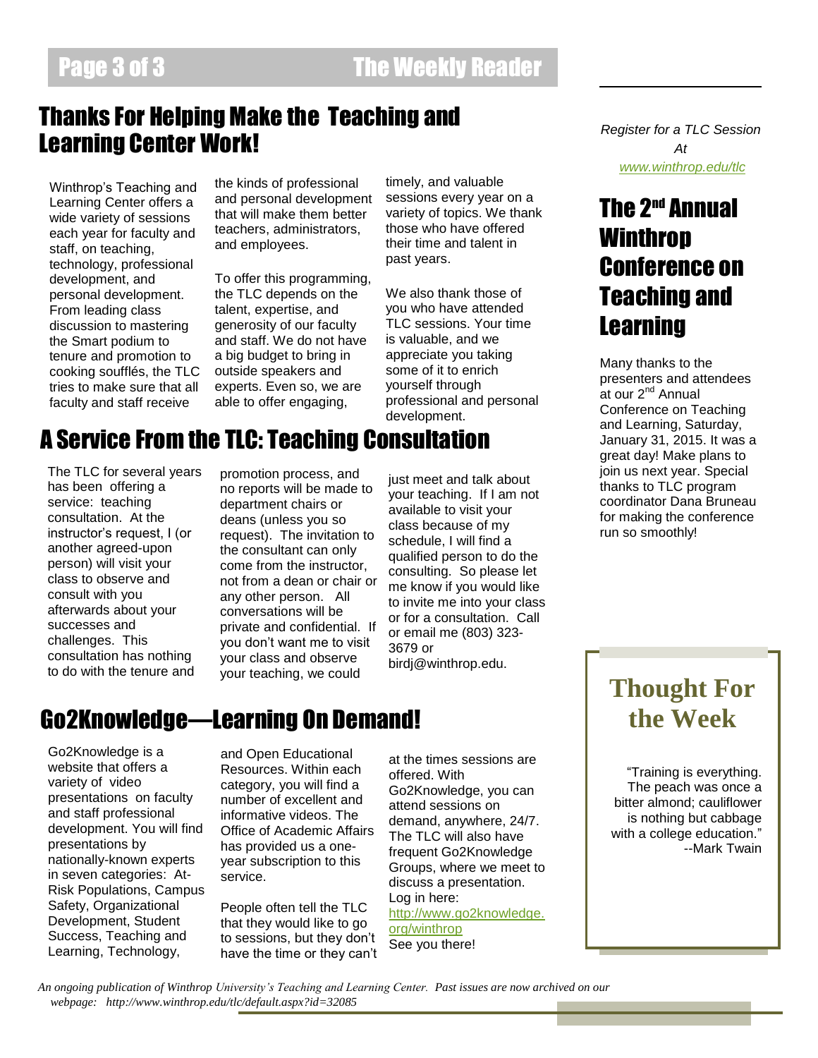## Thanks For Helping Make the Teaching and Learning Center Work!

Winthrop's Teaching and Learning Center offers a wide variety of sessions each year for faculty and staff, on teaching, technology, professional development, and personal development. From leading class discussion to mastering the Smart podium to tenure and promotion to cooking soufflés, the TLC tries to make sure that all faculty and staff receive the kinds of professional and personal development that will make them better teachers, administrators, and employees.

To offer this programming, the TLC depends on the talent, expertise, and generosity of our faculty and staff. We do not have a big budget to bring in outside speakers and experts. Even so, we are able to offer engaging, timely, and valuable sessions every year on a variety of topics. We thank those who have offered their time and talent in past years.

We also thank those of you who have attended TLC sessions. Your time is valuable, and we appreciate you taking some of it to enrich yourself through professional and personal development.

## A Service From the TLC: Teaching Consultation

The TLC for several years has been offering a service: teaching consultation. At the instructor's request, I (or another agreed-upon person) will visit your class to observe and consult with you afterwards about your successes and challenges. This consultation has nothing to do with the tenure and promotion process, and no reports will be made to department chairs or deans (unless you so request). The invitation to the consultant can only come from the instructor, not from a dean or chair or any other person. All conversations will be private and confidential. If you don't want me to visit your class and observe your teaching, we could just meet and talk about your teaching. If I am not available to visit your class because of my schedule, I will find a qualified person to do the consulting. So please let me know if you would like to invite me into your class or for a consultation. Call or email me (803) 323-3679 or birdj@winthrop.edu.

## Go2Knowledge—Learning On Demand!

Go2Knowledge is a website that offers a variety of video presentations on faculty and staff professional development. You will find presentations by nationally-known experts in seven categories: At-Risk Populations, Campus Safety, Organizational Development, Student Success, Teaching and Learning, Technology, and Open Educational Resources. Within each category, you will find a number of excellent and informative videos. The Office of Academic Affairs has provided us a one-year subscription to this service.

People often tell the TLC that they would like to go to sessions, but they don't have the time or they can't at the times sessions are offered. With Go2Knowledge, you can attend sessions on demand, anywhere, 24/7. The TLC will also have frequent Go2Knowledge Groups, where we meet to discuss a presentation. Log in here: http://www.go2knowledge.org/winthrop
See you there!

*Register for a TLC Session At www.winthrop.edu/tlc*

## The 2nd Annual Winthrop Conference on Teaching and Learning

Many thanks to the presenters and attendees at our 2nd Annual Conference on Teaching and Learning, Saturday, January 31, 2015. It was a great day! Make plans to join us next year. Special thanks to TLC program coordinator Dana Bruneau for making the conference run so smoothly!

## Thought For the Week

"Training is everything. The peach was once a bitter almond; cauliflower is nothing but cabbage with a college education."
--Mark Twain

*An ongoing publication of Winthrop University's Teaching and Learning Center. Past issues are now archived on our webpage: http://www.winthrop.edu/tlc/default.aspx?id=32085*